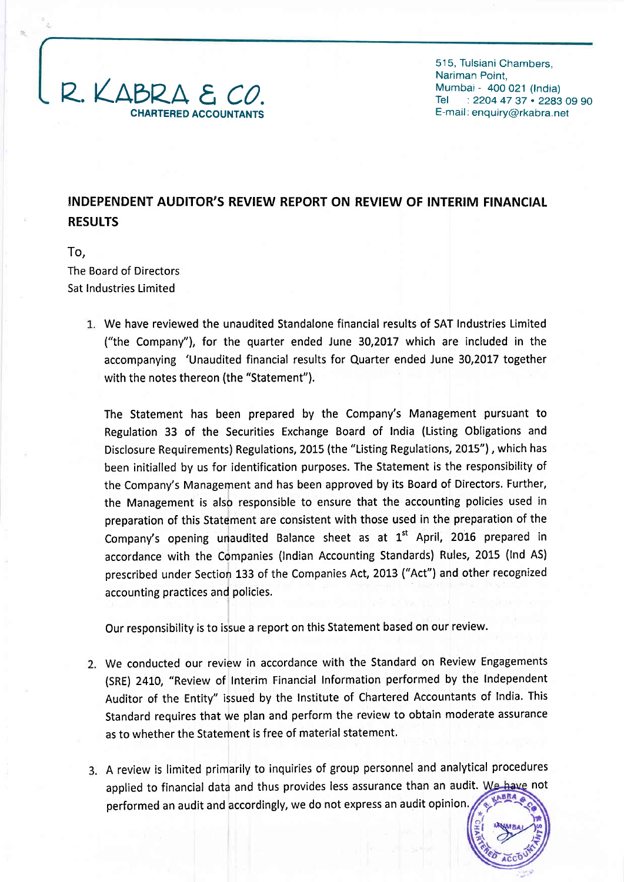R. KABRA & CO.
**CHARTERED ACCOUNTANTS**

515, Tulsiani Chambers,
Nariman Point,
Mumbai - 400 021 (India)
Tel : 2204 47 37 • 2283 09 90
E-mail: enquiry@rkabra.net

## INDEPENDENT AUDITOR'S REVIEW REPORT ON REVIEW OF INTERIM FINANCIAL RESULTS

To,
The Board of Directors
Sat Industries Limited

1. We have reviewed the unaudited Standalone financial results of SAT Industries Limited ("the Company"), for the quarter ended June 30,2017 which are included in the accompanying 'Unaudited financial results for Quarter ended June 30,2017 together with the notes thereon (the "Statement").

   The Statement has been prepared by the Company's Management pursuant to Regulation 33 of the Securities Exchange Board of India (Listing Obligations and Disclosure Requirements) Regulations, 2015 (the "Listing Regulations, 2015") , which has been initialled by us for identification purposes. The Statement is the responsibility of the Company's Management and has been approved by its Board of Directors. Further, the Management is also responsible to ensure that the accounting policies used in preparation of this Statement are consistent with those used in the preparation of the Company's opening unaudited Balance sheet as at 1st April, 2016 prepared in accordance with the Companies (Indian Accounting Standards) Rules, 2015 (Ind AS) prescribed under Section 133 of the Companies Act, 2013 ("Act") and other recognized accounting practices and policies.

   Our responsibility is to issue a report on this Statement based on our review.

2. We conducted our review in accordance with the Standard on Review Engagements (SRE) 2410, "Review of Interim Financial Information performed by the Independent Auditor of the Entity" issued by the Institute of Chartered Accountants of India. This Standard requires that we plan and perform the review to obtain moderate assurance as to whether the Statement is free of material statement.

3. A review is limited primarily to inquiries of group personnel and analytical procedures applied to financial data and thus provides less assurance than an audit. We have not performed an audit and accordingly, we do not express an audit opinion.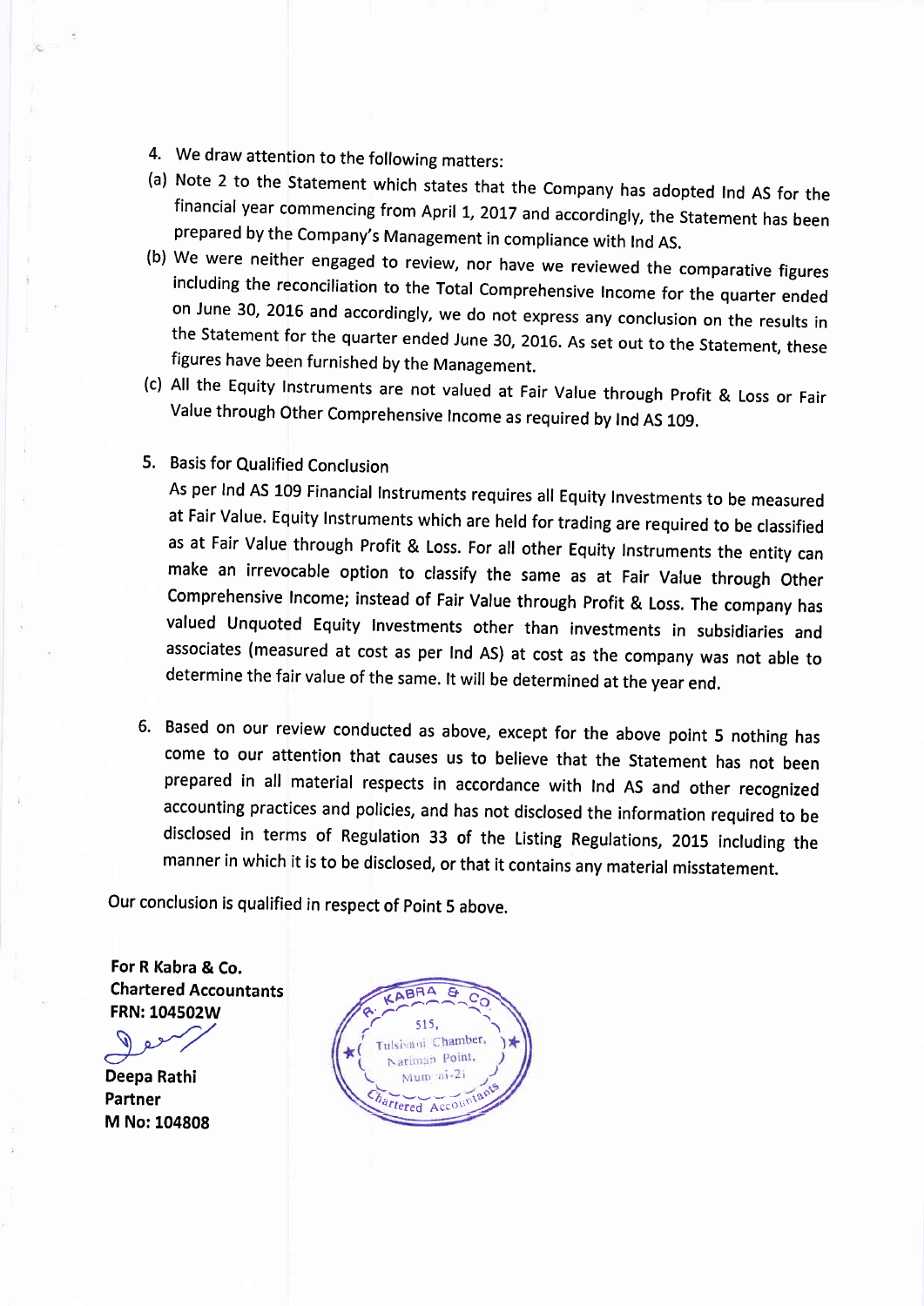4. We draw attention to the following matters:

(a) Note 2 to the Statement which states that the Company has adopted Ind AS for the financial year commencing from April 1, 2017 and accordingly, the Statement has been prepared by the Company's Management in compliance with Ind AS.

(b) We were neither engaged to review, nor have we reviewed the comparative figures including the reconciliation to the Total Comprehensive Income for the quarter ended on June 30, 2016 and accordingly, we do not express any conclusion on the results in the Statement for the quarter ended June 30, 2016. As set out to the Statement, these figures have been furnished by the Management.

(c) All the Equity Instruments are not valued at Fair Value through Profit & Loss or Fair Value through Other Comprehensive Income as required by Ind AS 109.

5. Basis for Qualified Conclusion

   As per Ind AS 109 Financial Instruments requires all Equity Investments to be measured at Fair Value. Equity Instruments which are held for trading are required to be classified as at Fair Value through Profit & Loss. For all other Equity Instruments the entity can make an irrevocable option to classify the same as at Fair Value through Other Comprehensive Income; instead of Fair Value through Profit & Loss. The company has valued Unquoted Equity Investments other than investments in subsidiaries and associates (measured at cost as per Ind AS) at cost as the company was not able to determine the fair value of the same. It will be determined at the year end.

6. Based on our review conducted as above, except for the above point 5 nothing has come to our attention that causes us to believe that the Statement has not been prepared in all material respects in accordance with Ind AS and other recognized accounting practices and policies, and has not disclosed the information required to be disclosed in terms of Regulation 33 of the Listing Regulations, 2015 including the manner in which it is to be disclosed, or that it contains any material misstatement.

Our conclusion is qualified in respect of Point 5 above.

**For R Kabra & Co.**
**Chartered Accountants**
**FRN: 104502W**

**Deepa Rathi**
**Partner**
**M No: 104808**

R. KABRA & CO.
515, Tulsiani Chamber, Nariman Point, Mumbai-21
Chartered Accountants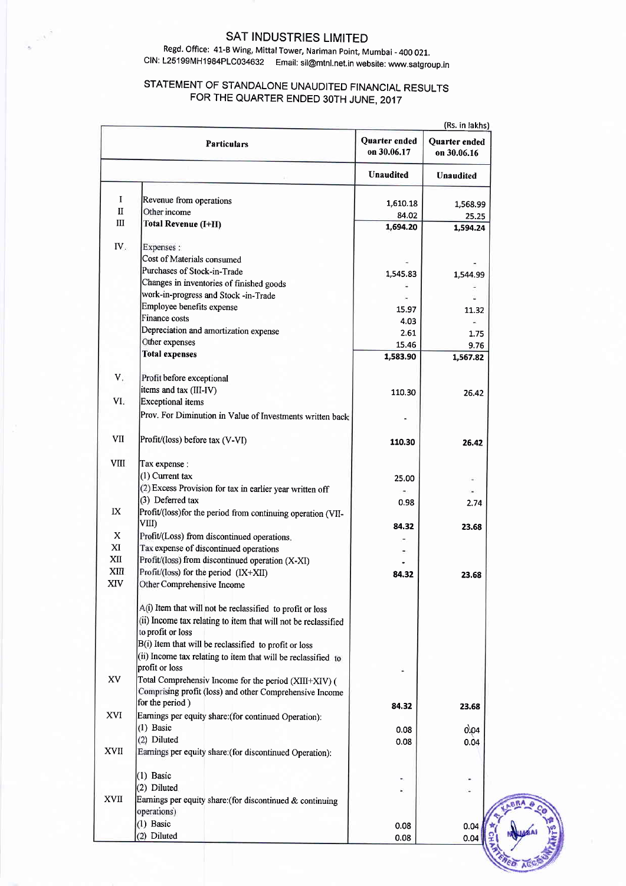# SAT INDUSTRIES LIMITED

Regd. Office: 41-B Wing, Mittal Tower, Nariman Point, Mumbai - 400 021.
CIN: L25199MH1984PLC034632 Email: sil@mtnl.net.in website: www.satgroup.in

## STATEMENT OF STANDALONE UNAUDITED FINANCIAL RESULTS FOR THE QUARTER ENDED 30TH JUNE, 2017

(Rs. in lakhs)

| | Particulars | Quarter ended on 30.06.17 | Quarter ended on 30.06.16 |
|---|---|---|---|
| | | **Unaudited** | **Unaudited** |
| I | Revenue from operations | 1,610.18 | 1,568.99 |
| II | Other income | 84.02 | 25.25 |
| III | **Total Revenue (I+II)** | 1,694.20 | 1,594.24 |
| IV. | Expenses : | | |
| | Cost of Materials consumed | - | - |
| | Purchases of Stock-in-Trade | 1,545.83 | 1,544.99 |
| | Changes in inventories of finished goods work-in-progress and Stock -in-Trade | - | - |
| | Employee benefits expense | 15.97 | 11.32 |
| | Finance costs | 4.03 | - |
| | Depreciation and amortization expense | 2.61 | 1.75 |
| | Other expenses | 15.46 | 9.76 |
| | **Total expenses** | 1,583.90 | 1,567.82 |
| V. | Profit before exceptional items and tax (III-IV) | 110.30 | 26.42 |
| VI. | Exceptional items | | |
| | Prov. For Diminution in Value of Investments written back | - | |
| VII | Profit/(loss) before tax (V-VI) | **110.30** | **26.42** |
| VIII | Tax expense : | | |
| | (1) Current tax | 25.00 | - |
| | (2) Excess Provision for tax in earlier year written off | - | - |
| | (3) Deferred tax | 0.98 | 2.74 |
| IX | Profit/(loss)for the period from continuing operation (VII-VIII) | **84.32** | **23.68** |
| X | Profit/(Loss) from discontinued operations. | - | |
| XI | Tax expense of discontinued operations | - | |
| XII | Profit/(loss) from discontinued operation (X-XI) | - | |
| XIII | Profit/(loss) for the period (IX+XII) | **84.32** | **23.68** |
| XIV | Other Comprehensive Income | | |
| | A(i) Item that will not be reclassified to profit or loss | | |
| | (ii) Income tax relating to item that will not be reclassified to profit or loss | | |
| | B(i) Item that will be reclassified to profit or loss | | |
| | (ii) Income tax relating to item that will be reclassified to profit or loss | - | |
| XV | Total Comprehensiv Income for the period (XIII+XIV) ( Comprising profit (loss) and other Comprehensive Income for the period ) | **84.32** | **23.68** |
| XVI | Earnings per equity share:(for continued Operation): | | |
| | (1) Basic | 0.08 | 0.04 |
| | (2) Diluted | 0.08 | 0.04 |
| XVII | Earnings per equity share:(for discontinued Operation): | | |
| | (1) Basic | - | - |
| | (2) Diluted | - | - |
| XVII | Earnings per equity share:(for discontinued & continuing operations) | | |
| | (1) Basic | 0.08 | 0.04 |
| | (2) Diluted | 0.08 | 0.04 |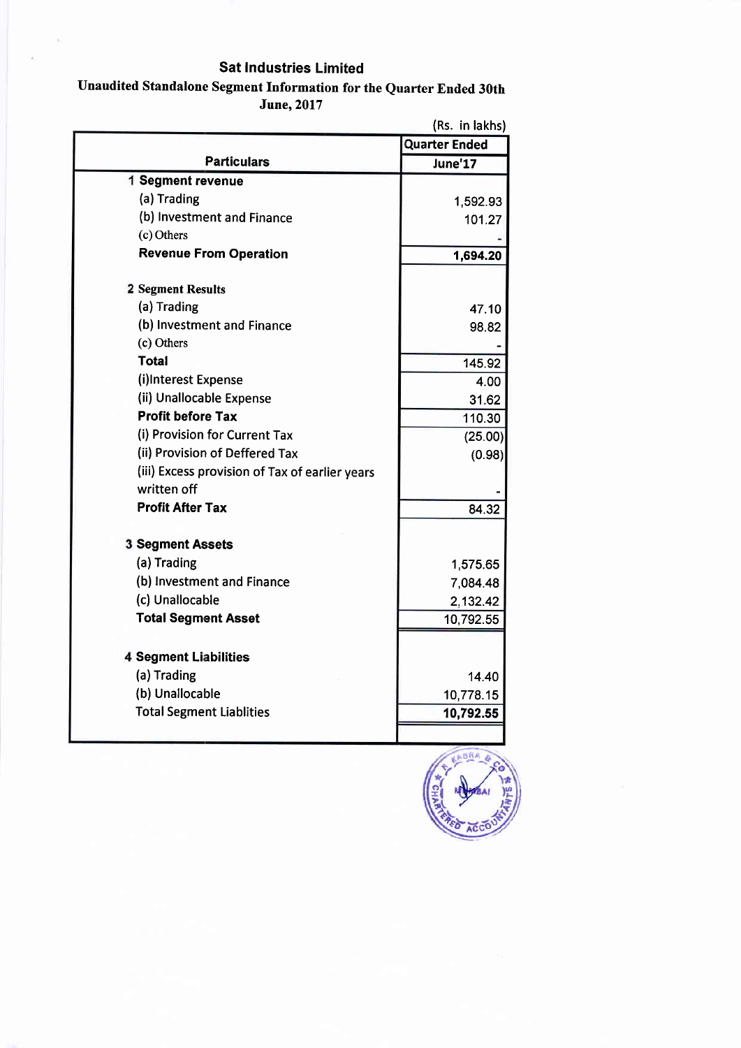# Sat Industries Limited

## Unaudited Standalone Segment Information for the Quarter Ended 30th June, 2017

(Rs. in lakhs)

| Particulars | Quarter Ended |
|---|---|
| | June'17 |
| **1 Segment revenue** | |
| (a) Trading | 1,592.93 |
| (b) Investment and Finance | 101.27 |
| (c) Others | - |
| **Revenue From Operation** | **1,694.20** |
| | |
| **2 Segment Results** | |
| (a) Trading | 47.10 |
| (b) Investment and Finance | 98.82 |
| (c) Others | - |
| **Total** | 145.92 |
| (i)Interest Expense | 4.00 |
| (ii) Unallocable Expense | 31.62 |
| **Profit before Tax** | 110.30 |
| (i) Provision for Current Tax | (25.00) |
| (ii) Provision of Deffered Tax | (0.98) |
| (iii) Excess provision of Tax of earlier years written off | - |
| **Profit After Tax** | 84.32 |
| | |
| **3 Segment Assets** | |
| (a) Trading | 1,575.65 |
| (b) Investment and Finance | 7,084.48 |
| (c) Unallocable | 2,132.42 |
| **Total Segment Asset** | 10,792.55 |
| | |
| **4 Segment Liabilities** | |
| (a) Trading | 14.40 |
| (b) Unallocable | 10,778.15 |
| Total Segment Liablities | **10,792.55** |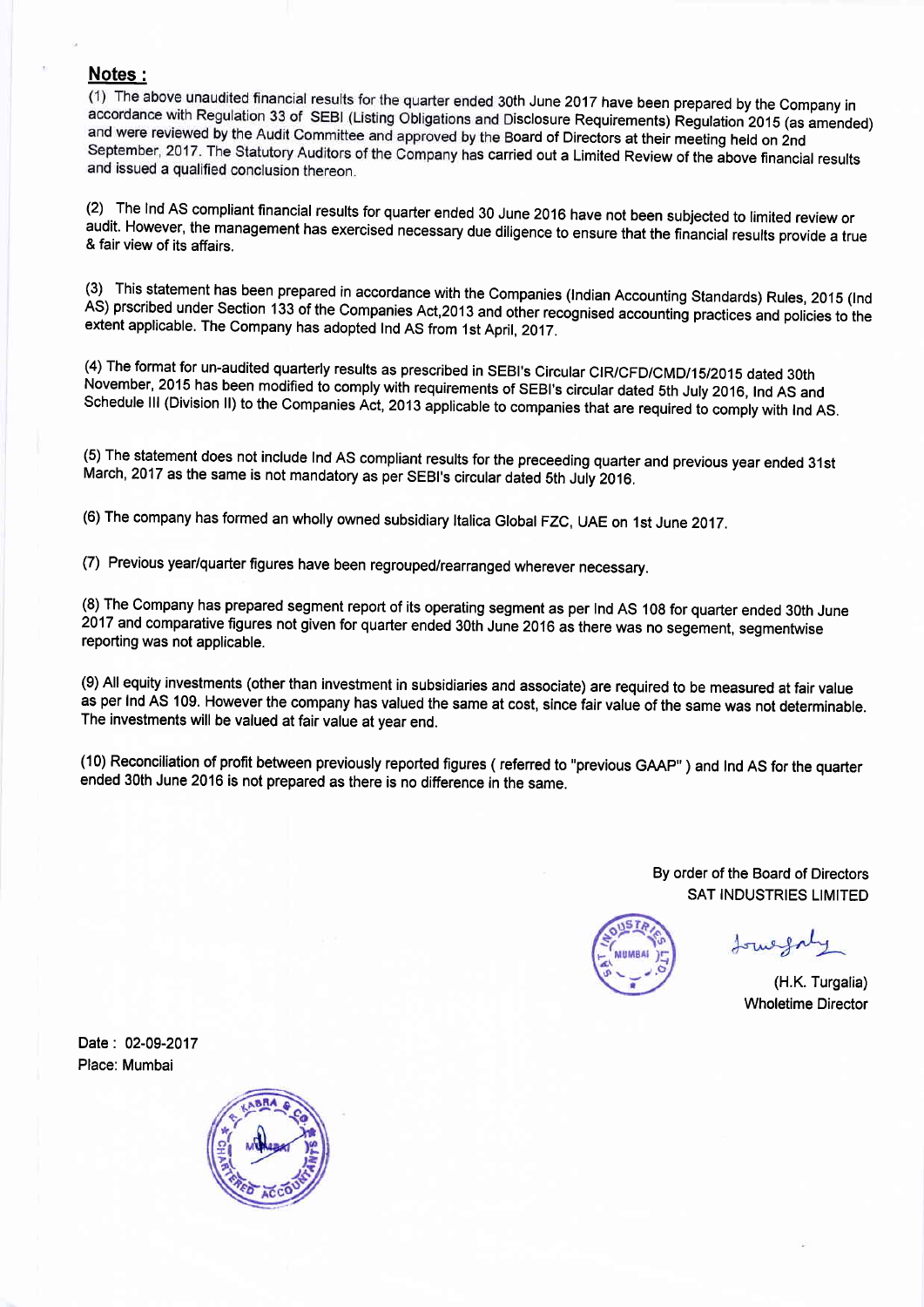## Notes :

(1) The above unaudited financial results for the quarter ended 30th June 2017 have been prepared by the Company in accordance with Regulation 33 of SEBI (Listing Obligations and Disclosure Requirements) Regulation 2015 (as amended) and were reviewed by the Audit Committee and approved by the Board of Directors at their meeting held on 2nd September, 2017. The Statutory Auditors of the Company has carried out a Limited Review of the above financial results and issued a qualified conclusion thereon.

(2) The Ind AS compliant financial results for quarter ended 30 June 2016 have not been subjected to limited review or audit. However, the management has exercised necessary due diligence to ensure that the financial results provide a true & fair view of its affairs.

(3) This statement has been prepared in accordance with the Companies (Indian Accounting Standards) Rules, 2015 (Ind AS) prscribed under Section 133 of the Companies Act,2013 and other recognised accounting practices and policies to the extent applicable. The Company has adopted Ind AS from 1st April, 2017.

(4) The format for un-audited quarterly results as prescribed in SEBI's Circular CIR/CFD/CMD/15/2015 dated 30th November, 2015 has been modified to comply with requirements of SEBI's circular dated 5th July 2016, Ind AS and Schedule III (Division II) to the Companies Act, 2013 applicable to companies that are required to comply with Ind AS.

(5) The statement does not include Ind AS compliant results for the preceeding quarter and previous year ended 31st March, 2017 as the same is not mandatory as per SEBI's circular dated 5th July 2016.

(6) The company has formed an wholly owned subsidiary Italica Global FZC, UAE on 1st June 2017.

(7) Previous year/quarter figures have been regrouped/rearranged wherever necessary.

(8) The Company has prepared segment report of its operating segment as per Ind AS 108 for quarter ended 30th June 2017 and comparative figures not given for quarter ended 30th June 2016 as there was no segement, segmentwise reporting was not applicable.

(9) All equity investments (other than investment in subsidiaries and associate) are required to be measured at fair value as per Ind AS 109. However the company has valued the same at cost, since fair value of the same was not determinable. The investments will be valued at fair value at year end.

(10) Reconciliation of profit between previously reported figures ( referred to "previous GAAP" ) and Ind AS for the quarter ended 30th June 2016 is not prepared as there is no difference in the same.

By order of the Board of Directors
SAT INDUSTRIES LIMITED

(H.K. Turgalia)
Wholetime Director

Date : 02-09-2017
Place: Mumbai